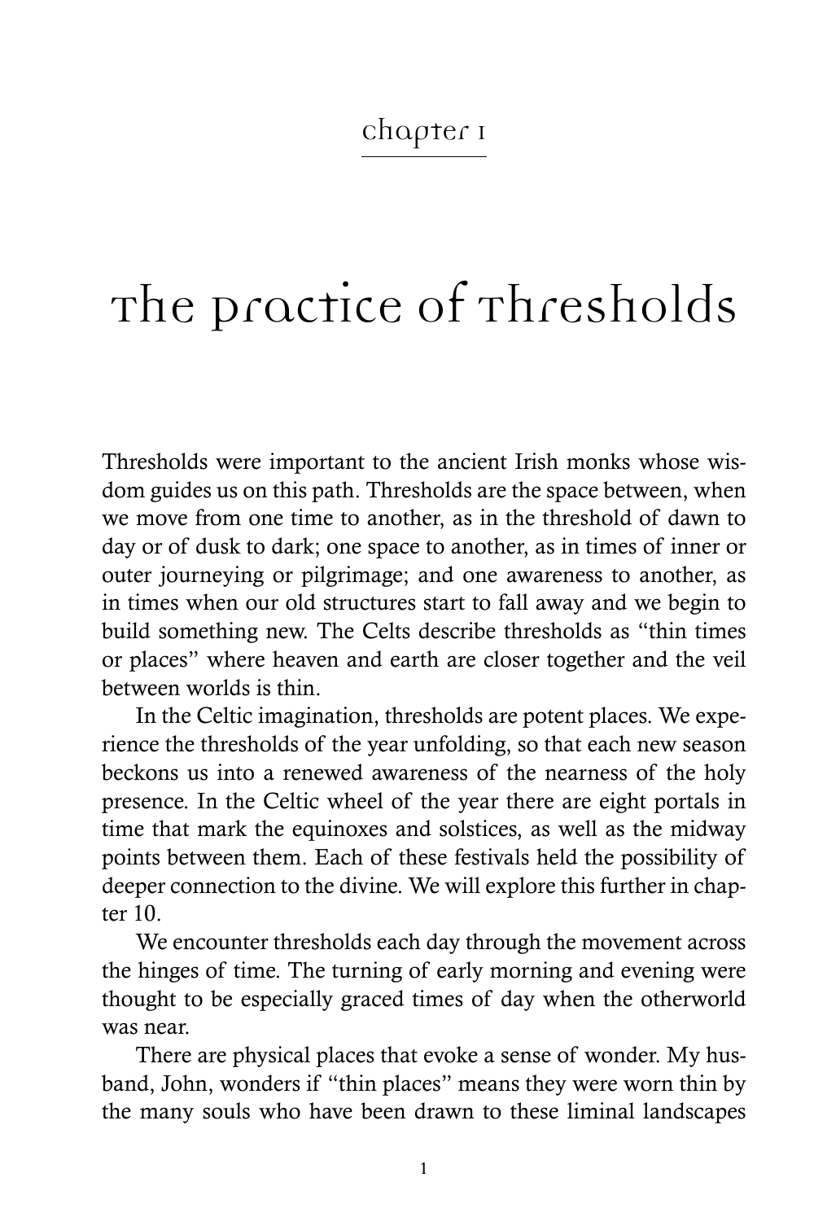## chapter 1

# The Practice of Thresholds

Thresholds were important to the ancient Irish monks whose wisdom guides us on this path. Thresholds are the space between, when we move from one time to another, as in the threshold of dawn to day or of dusk to dark; one space to another, as in times of inner or outer journeying or pilgrimage; and one awareness to another, as in times when our old structures start to fall away and we begin to build something new. The Celts describe thresholds as "thin times or places" where heaven and earth are closer together and the veil between worlds is thin.

In the Celtic imagination, thresholds are potent places. We experience the thresholds of the year unfolding, so that each new season beckons us into a renewed awareness of the nearness of the holy presence. In the Celtic wheel of the year there are eight portals in time that mark the equinoxes and solstices, as well as the midway points between them. Each of these festivals held the possibility of deeper connection to the divine. We will explore this further in chapter 10.

We encounter thresholds each day through the movement across the hinges of time. The turning of early morning and evening were thought to be especially graced times of day when the otherworld was near.

There are physical places that evoke a sense of wonder. My husband, John, wonders if "thin places" means they were worn thin by the many souls who have been drawn to these liminal landscapes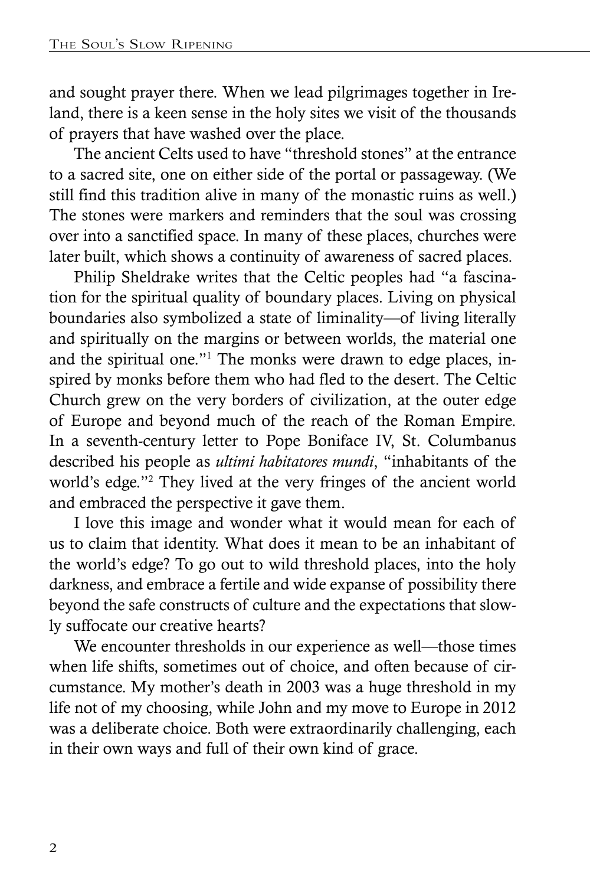and sought prayer there. When we lead pilgrimages together in Ireland, there is a keen sense in the holy sites we visit of the thousands of prayers that have washed over the place.

The ancient Celts used to have "threshold stones" at the entrance to a sacred site, one on either side of the portal or passageway. (We still find this tradition alive in many of the monastic ruins as well.) The stones were markers and reminders that the soul was crossing over into a sanctified space. In many of these places, churches were later built, which shows a continuity of awareness of sacred places.

Philip Sheldrake writes that the Celtic peoples had "a fascination for the spiritual quality of boundary places. Living on physical boundaries also symbolized a state of liminality—of living literally and spiritually on the margins or between worlds, the material one and the spiritual one."[1] The monks were drawn to edge places, inspired by monks before them who had fled to the desert. The Celtic Church grew on the very borders of civilization, at the outer edge of Europe and beyond much of the reach of the Roman Empire. In a seventh-century letter to Pope Boniface IV, St. Columbanus described his people as *ultimi habitatores mundi*, "inhabitants of the world's edge."[2] They lived at the very fringes of the ancient world and embraced the perspective it gave them.

I love this image and wonder what it would mean for each of us to claim that identity. What does it mean to be an inhabitant of the world's edge? To go out to wild threshold places, into the holy darkness, and embrace a fertile and wide expanse of possibility there beyond the safe constructs of culture and the expectations that slowly suffocate our creative hearts?

We encounter thresholds in our experience as well—those times when life shifts, sometimes out of choice, and often because of circumstance. My mother's death in 2003 was a huge threshold in my life not of my choosing, while John and my move to Europe in 2012 was a deliberate choice. Both were extraordinarily challenging, each in their own ways and full of their own kind of grace.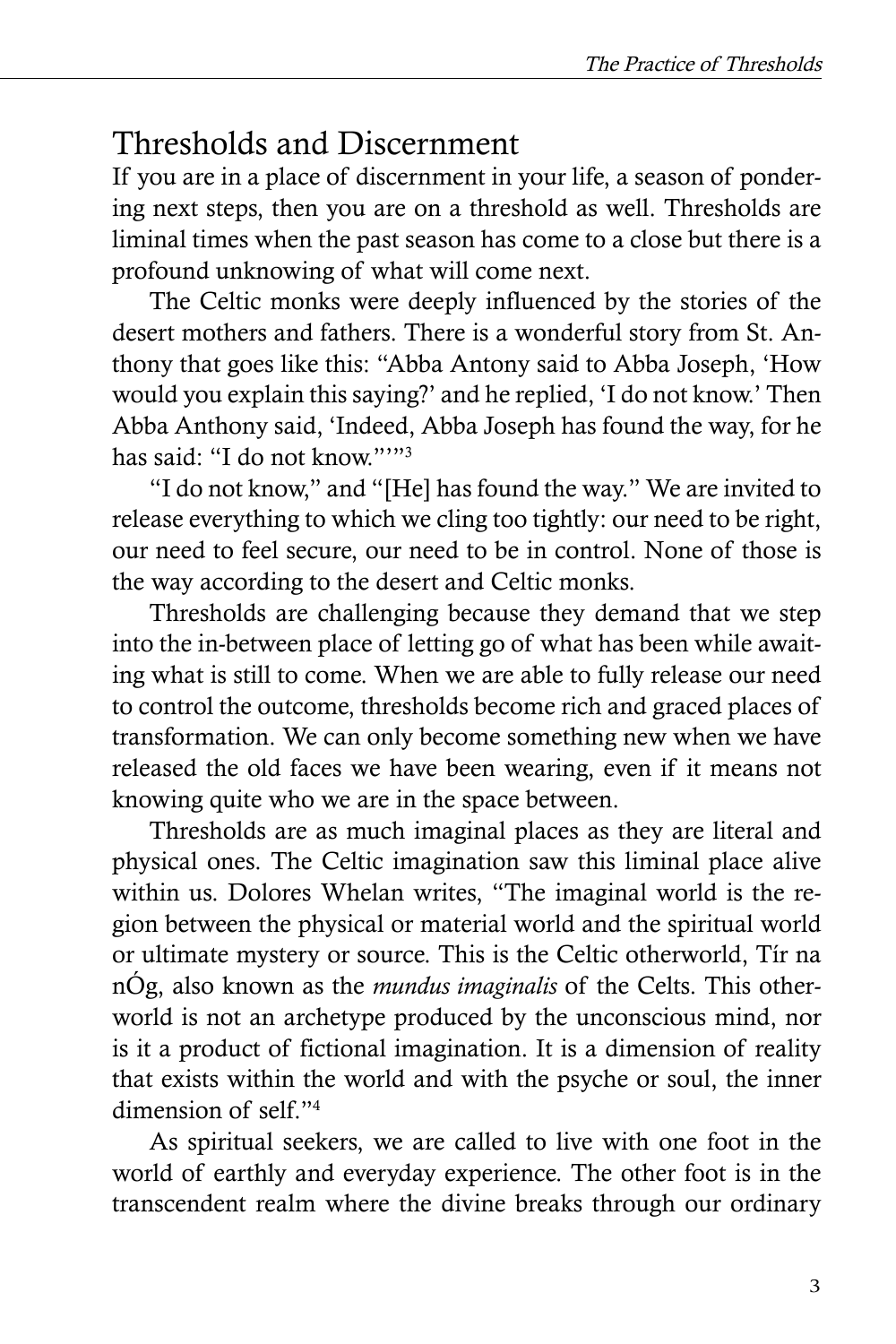## Thresholds and Discernment

If you are in a place of discernment in your life, a season of pondering next steps, then you are on a threshold as well. Thresholds are liminal times when the past season has come to a close but there is a profound unknowing of what will come next.

The Celtic monks were deeply influenced by the stories of the desert mothers and fathers. There is a wonderful story from St. Anthony that goes like this: "Abba Antony said to Abba Joseph, 'How would you explain this saying?' and he replied, 'I do not know.' Then Abba Anthony said, 'Indeed, Abba Joseph has found the way, for he has said: "I do not know."'"[3]

"I do not know," and "[He] has found the way." We are invited to release everything to which we cling too tightly: our need to be right, our need to feel secure, our need to be in control. None of those is the way according to the desert and Celtic monks.

Thresholds are challenging because they demand that we step into the in-between place of letting go of what has been while awaiting what is still to come. When we are able to fully release our need to control the outcome, thresholds become rich and graced places of transformation. We can only become something new when we have released the old faces we have been wearing, even if it means not knowing quite who we are in the space between.

Thresholds are as much imaginal places as they are literal and physical ones. The Celtic imagination saw this liminal place alive within us. Dolores Whelan writes, "The imaginal world is the region between the physical or material world and the spiritual world or ultimate mystery or source. This is the Celtic otherworld, Tír na nÓg, also known as the *mundus imaginalis* of the Celts. This otherworld is not an archetype produced by the unconscious mind, nor is it a product of fictional imagination. It is a dimension of reality that exists within the world and with the psyche or soul, the inner dimension of self."[4]

As spiritual seekers, we are called to live with one foot in the world of earthly and everyday experience. The other foot is in the transcendent realm where the divine breaks through our ordinary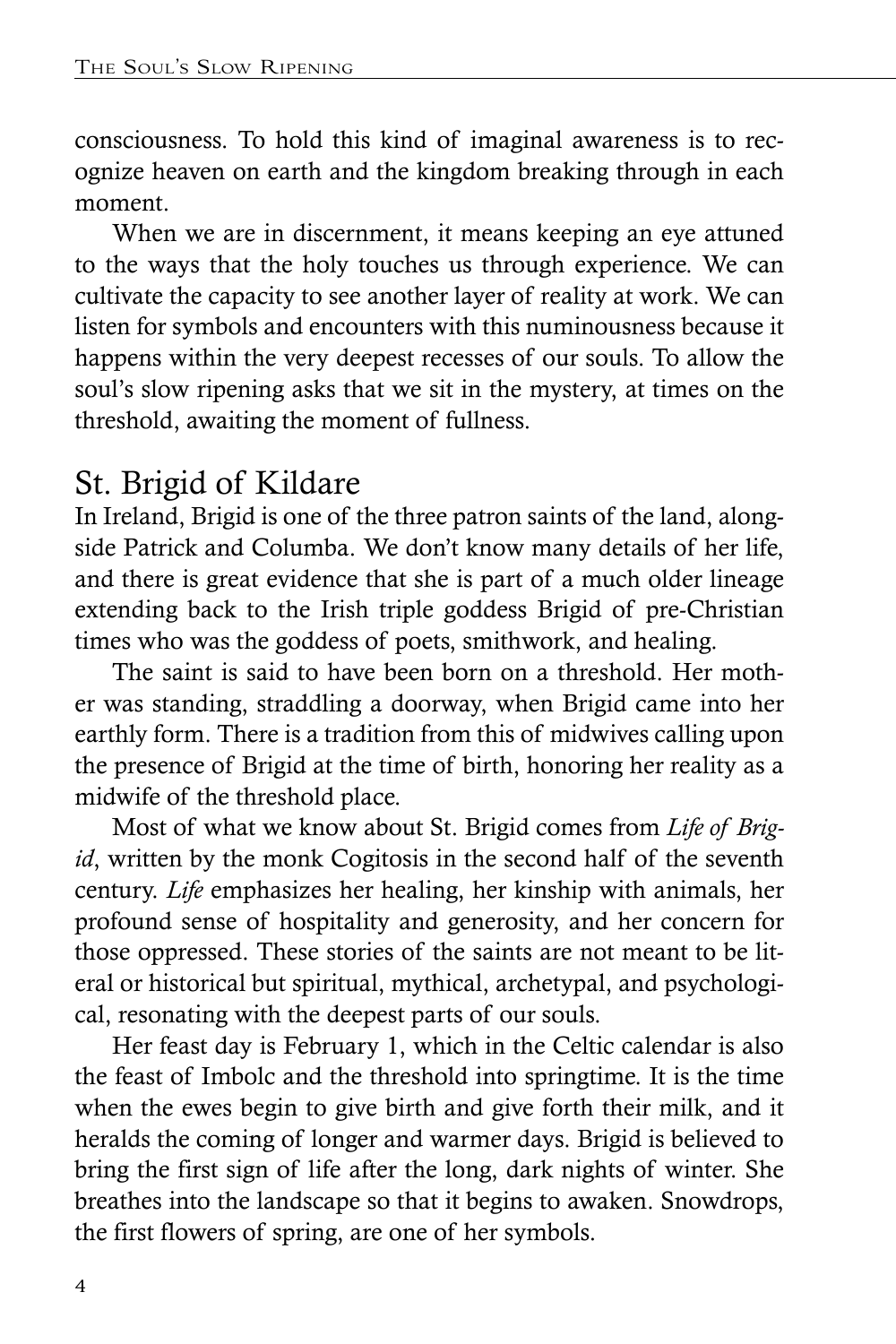consciousness. To hold this kind of imaginal awareness is to recognize heaven on earth and the kingdom breaking through in each moment.

When we are in discernment, it means keeping an eye attuned to the ways that the holy touches us through experience. We can cultivate the capacity to see another layer of reality at work. We can listen for symbols and encounters with this numinousness because it happens within the very deepest recesses of our souls. To allow the soul's slow ripening asks that we sit in the mystery, at times on the threshold, awaiting the moment of fullness.

## St. Brigid of Kildare

In Ireland, Brigid is one of the three patron saints of the land, alongside Patrick and Columba. We don't know many details of her life, and there is great evidence that she is part of a much older lineage extending back to the Irish triple goddess Brigid of pre-Christian times who was the goddess of poets, smithwork, and healing.

The saint is said to have been born on a threshold. Her mother was standing, straddling a doorway, when Brigid came into her earthly form. There is a tradition from this of midwives calling upon the presence of Brigid at the time of birth, honoring her reality as a midwife of the threshold place.

Most of what we know about St. Brigid comes from *Life of Brigid*, written by the monk Cogitosis in the second half of the seventh century. *Life* emphasizes her healing, her kinship with animals, her profound sense of hospitality and generosity, and her concern for those oppressed. These stories of the saints are not meant to be literal or historical but spiritual, mythical, archetypal, and psychological, resonating with the deepest parts of our souls.

Her feast day is February 1, which in the Celtic calendar is also the feast of Imbolc and the threshold into springtime. It is the time when the ewes begin to give birth and give forth their milk, and it heralds the coming of longer and warmer days. Brigid is believed to bring the first sign of life after the long, dark nights of winter. She breathes into the landscape so that it begins to awaken. Snowdrops, the first flowers of spring, are one of her symbols.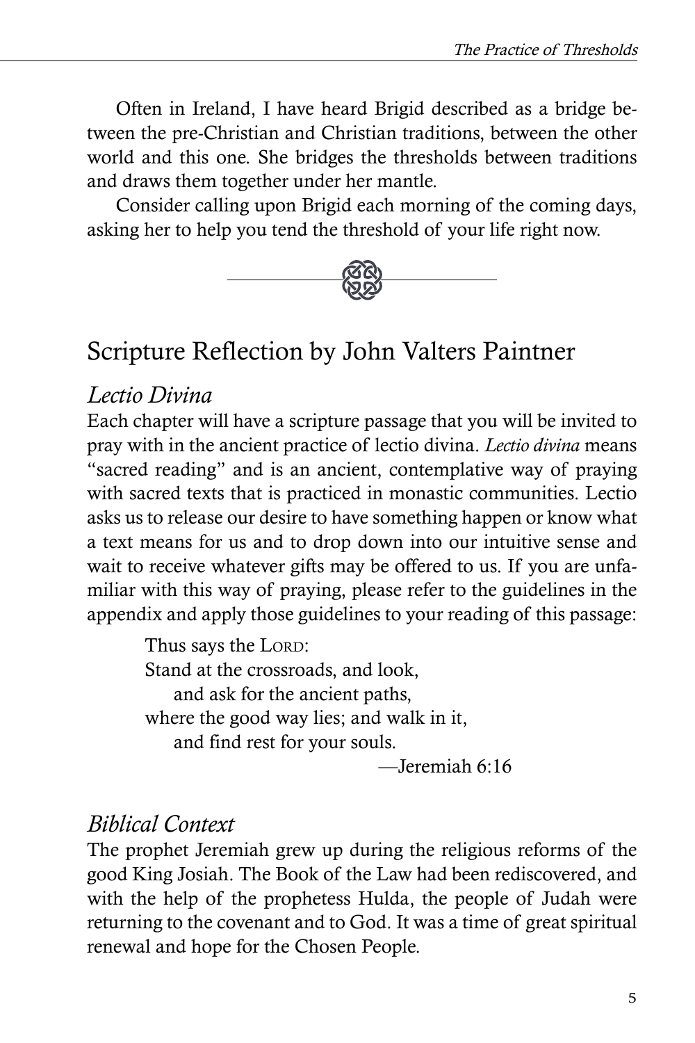Often in Ireland, I have heard Brigid described as a bridge between the pre-Christian and Christian traditions, between the other world and this one. She bridges the thresholds between traditions and draws them together under her mantle.

Consider calling upon Brigid each morning of the coming days, asking her to help you tend the threshold of your life right now.

## Scripture Reflection by John Valters Paintner

### *Lectio Divina*

Each chapter will have a scripture passage that you will be invited to pray with in the ancient practice of lectio divina. *Lectio divina* means "sacred reading" and is an ancient, contemplative way of praying with sacred texts that is practiced in monastic communities. Lectio asks us to release our desire to have something happen or know what a text means for us and to drop down into our intuitive sense and wait to receive whatever gifts may be offered to us. If you are unfamiliar with this way of praying, please refer to the guidelines in the appendix and apply those guidelines to your reading of this passage:

> Thus says the LORD:
> Stand at the crossroads, and look,
>   and ask for the ancient paths,
> where the good way lies; and walk in it,
>   and find rest for your souls.
>
> —Jeremiah 6:16

### *Biblical Context*

The prophet Jeremiah grew up during the religious reforms of the good King Josiah. The Book of the Law had been rediscovered, and with the help of the prophetess Hulda, the people of Judah were returning to the covenant and to God. It was a time of great spiritual renewal and hope for the Chosen People.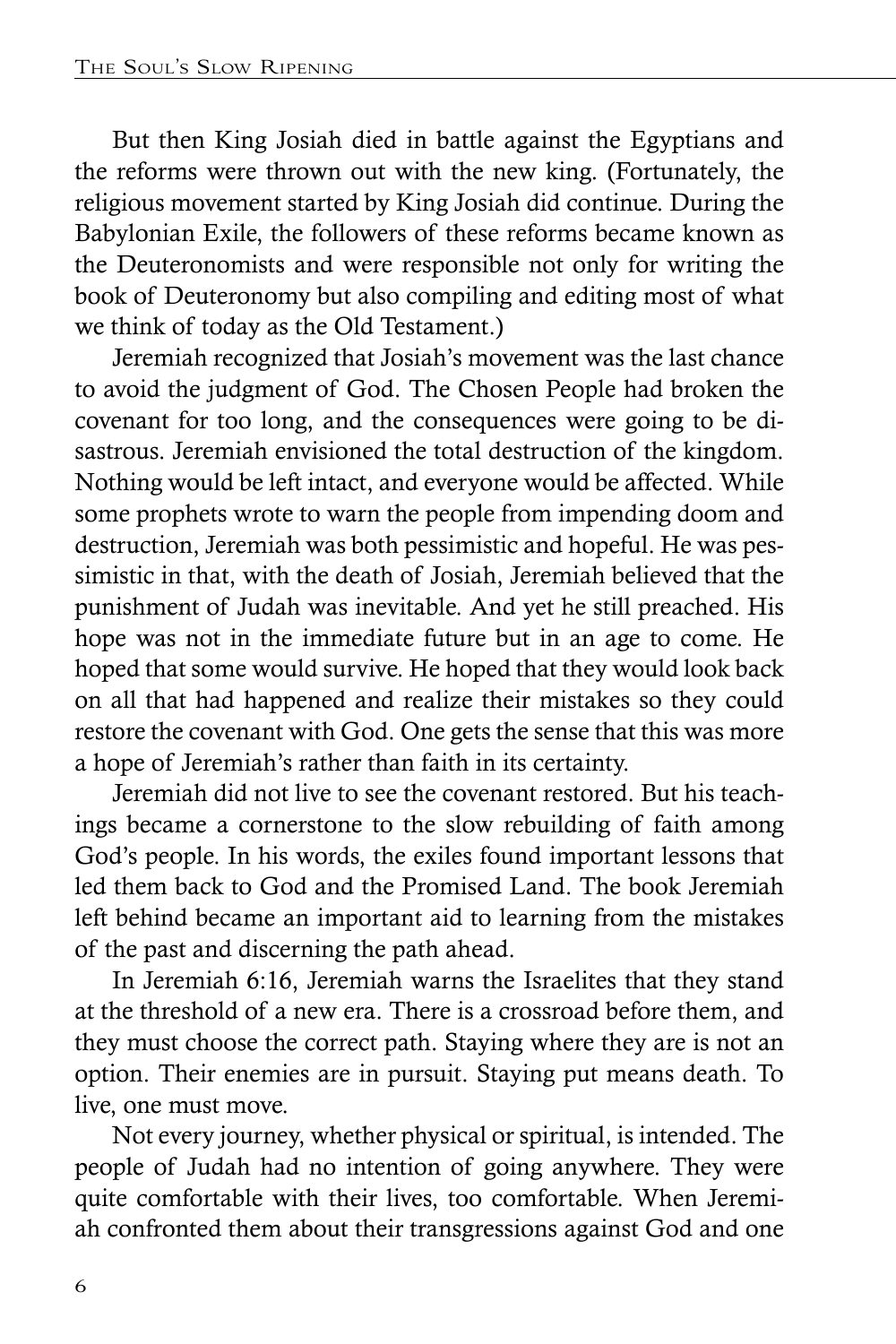But then King Josiah died in battle against the Egyptians and the reforms were thrown out with the new king. (Fortunately, the religious movement started by King Josiah did continue. During the Babylonian Exile, the followers of these reforms became known as the Deuteronomists and were responsible not only for writing the book of Deuteronomy but also compiling and editing most of what we think of today as the Old Testament.)

Jeremiah recognized that Josiah's movement was the last chance to avoid the judgment of God. The Chosen People had broken the covenant for too long, and the consequences were going to be disastrous. Jeremiah envisioned the total destruction of the kingdom. Nothing would be left intact, and everyone would be affected. While some prophets wrote to warn the people from impending doom and destruction, Jeremiah was both pessimistic and hopeful. He was pessimistic in that, with the death of Josiah, Jeremiah believed that the punishment of Judah was inevitable. And yet he still preached. His hope was not in the immediate future but in an age to come. He hoped that some would survive. He hoped that they would look back on all that had happened and realize their mistakes so they could restore the covenant with God. One gets the sense that this was more a hope of Jeremiah's rather than faith in its certainty.

Jeremiah did not live to see the covenant restored. But his teachings became a cornerstone to the slow rebuilding of faith among God's people. In his words, the exiles found important lessons that led them back to God and the Promised Land. The book Jeremiah left behind became an important aid to learning from the mistakes of the past and discerning the path ahead.

In Jeremiah 6:16, Jeremiah warns the Israelites that they stand at the threshold of a new era. There is a crossroad before them, and they must choose the correct path. Staying where they are is not an option. Their enemies are in pursuit. Staying put means death. To live, one must move.

Not every journey, whether physical or spiritual, is intended. The people of Judah had no intention of going anywhere. They were quite comfortable with their lives, too comfortable. When Jeremiah confronted them about their transgressions against God and one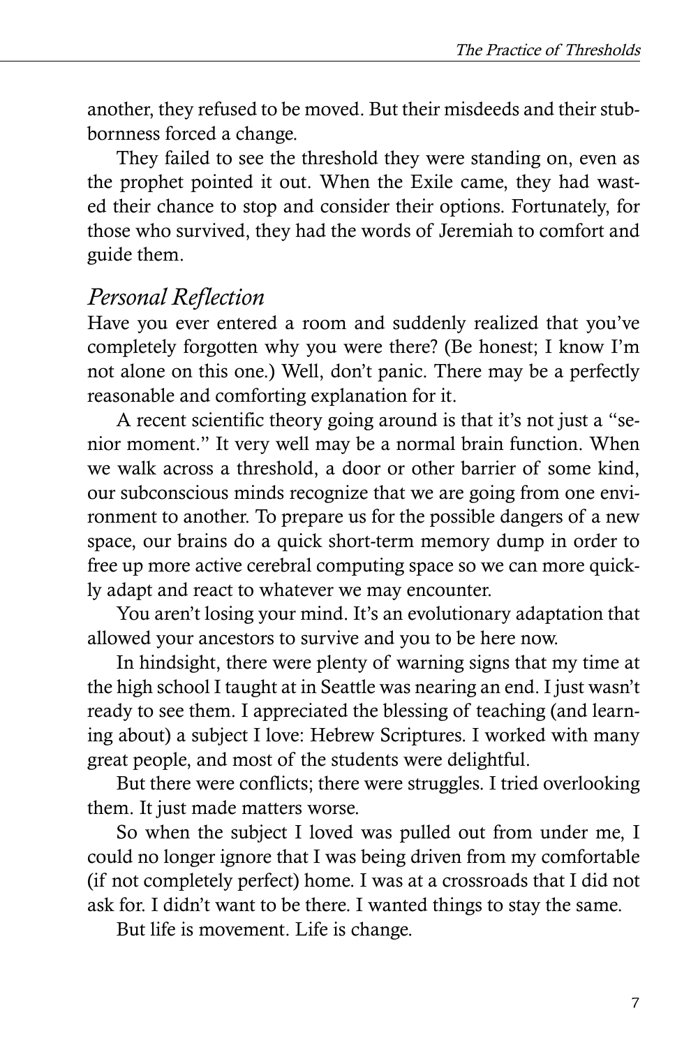another, they refused to be moved. But their misdeeds and their stubbornness forced a change.

They failed to see the threshold they were standing on, even as the prophet pointed it out. When the Exile came, they had wasted their chance to stop and consider their options. Fortunately, for those who survived, they had the words of Jeremiah to comfort and guide them.

### *Personal Reflection*

Have you ever entered a room and suddenly realized that you've completely forgotten why you were there? (Be honest; I know I'm not alone on this one.) Well, don't panic. There may be a perfectly reasonable and comforting explanation for it.

A recent scientific theory going around is that it's not just a "senior moment." It very well may be a normal brain function. When we walk across a threshold, a door or other barrier of some kind, our subconscious minds recognize that we are going from one environment to another. To prepare us for the possible dangers of a new space, our brains do a quick short-term memory dump in order to free up more active cerebral computing space so we can more quickly adapt and react to whatever we may encounter.

You aren't losing your mind. It's an evolutionary adaptation that allowed your ancestors to survive and you to be here now.

In hindsight, there were plenty of warning signs that my time at the high school I taught at in Seattle was nearing an end. I just wasn't ready to see them. I appreciated the blessing of teaching (and learning about) a subject I love: Hebrew Scriptures. I worked with many great people, and most of the students were delightful.

But there were conflicts; there were struggles. I tried overlooking them. It just made matters worse.

So when the subject I loved was pulled out from under me, I could no longer ignore that I was being driven from my comfortable (if not completely perfect) home. I was at a crossroads that I did not ask for. I didn't want to be there. I wanted things to stay the same.

But life is movement. Life is change.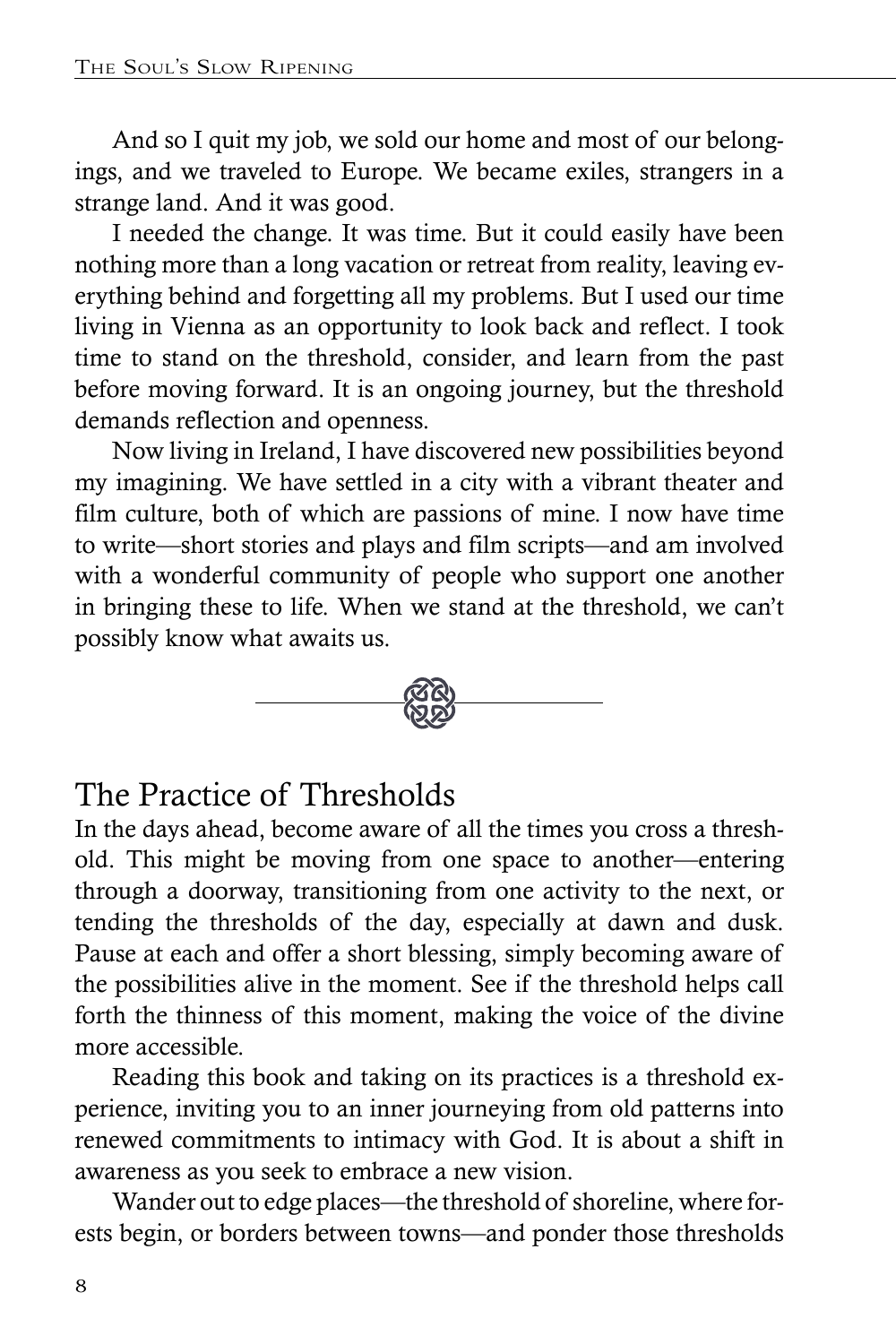And so I quit my job, we sold our home and most of our belongings, and we traveled to Europe. We became exiles, strangers in a strange land. And it was good.

I needed the change. It was time. But it could easily have been nothing more than a long vacation or retreat from reality, leaving everything behind and forgetting all my problems. But I used our time living in Vienna as an opportunity to look back and reflect. I took time to stand on the threshold, consider, and learn from the past before moving forward. It is an ongoing journey, but the threshold demands reflection and openness.

Now living in Ireland, I have discovered new possibilities beyond my imagining. We have settled in a city with a vibrant theater and film culture, both of which are passions of mine. I now have time to write—short stories and plays and film scripts—and am involved with a wonderful community of people who support one another in bringing these to life. When we stand at the threshold, we can't possibly know what awaits us.

## The Practice of Thresholds

In the days ahead, become aware of all the times you cross a threshold. This might be moving from one space to another—entering through a doorway, transitioning from one activity to the next, or tending the thresholds of the day, especially at dawn and dusk. Pause at each and offer a short blessing, simply becoming aware of the possibilities alive in the moment. See if the threshold helps call forth the thinness of this moment, making the voice of the divine more accessible.

Reading this book and taking on its practices is a threshold experience, inviting you to an inner journeying from old patterns into renewed commitments to intimacy with God. It is about a shift in awareness as you seek to embrace a new vision.

Wander out to edge places—the threshold of shoreline, where forests begin, or borders between towns—and ponder those thresholds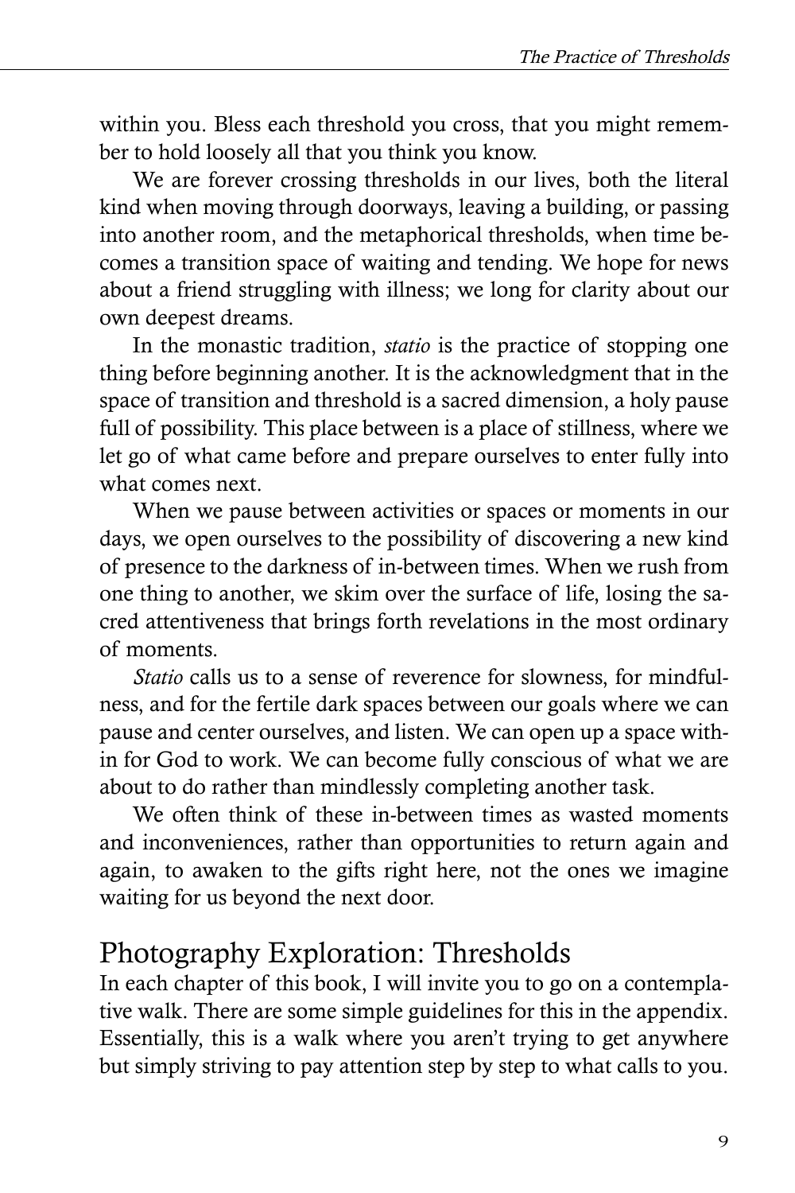within you. Bless each threshold you cross, that you might remember to hold loosely all that you think you know.

We are forever crossing thresholds in our lives, both the literal kind when moving through doorways, leaving a building, or passing into another room, and the metaphorical thresholds, when time becomes a transition space of waiting and tending. We hope for news about a friend struggling with illness; we long for clarity about our own deepest dreams.

In the monastic tradition, *statio* is the practice of stopping one thing before beginning another. It is the acknowledgment that in the space of transition and threshold is a sacred dimension, a holy pause full of possibility. This place between is a place of stillness, where we let go of what came before and prepare ourselves to enter fully into what comes next.

When we pause between activities or spaces or moments in our days, we open ourselves to the possibility of discovering a new kind of presence to the darkness of in-between times. When we rush from one thing to another, we skim over the surface of life, losing the sacred attentiveness that brings forth revelations in the most ordinary of moments.

*Statio* calls us to a sense of reverence for slowness, for mindfulness, and for the fertile dark spaces between our goals where we can pause and center ourselves, and listen. We can open up a space within for God to work. We can become fully conscious of what we are about to do rather than mindlessly completing another task.

We often think of these in-between times as wasted moments and inconveniences, rather than opportunities to return again and again, to awaken to the gifts right here, not the ones we imagine waiting for us beyond the next door.

## Photography Exploration: Thresholds

In each chapter of this book, I will invite you to go on a contemplative walk. There are some simple guidelines for this in the appendix. Essentially, this is a walk where you aren't trying to get anywhere but simply striving to pay attention step by step to what calls to you.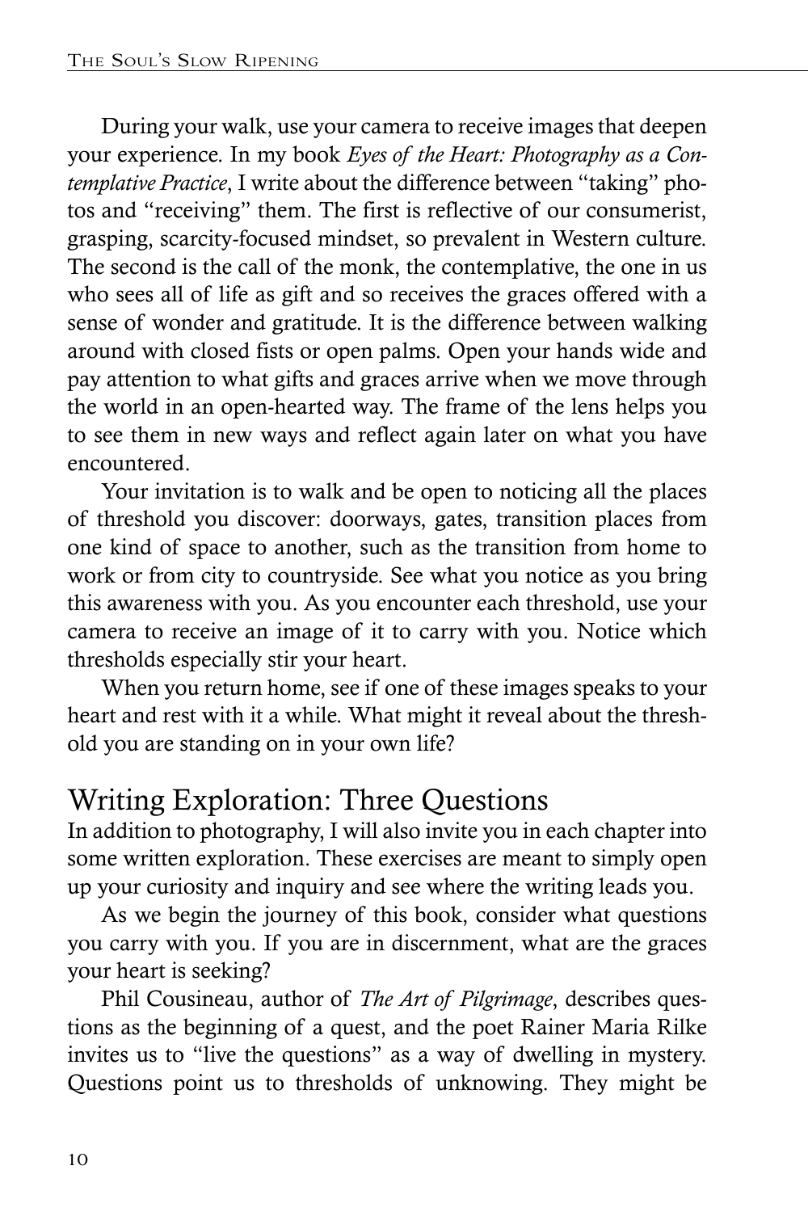During your walk, use your camera to receive images that deepen your experience. In my book *Eyes of the Heart: Photography as a Contemplative Practice*, I write about the difference between "taking" photos and "receiving" them. The first is reflective of our consumerist, grasping, scarcity-focused mindset, so prevalent in Western culture. The second is the call of the monk, the contemplative, the one in us who sees all of life as gift and so receives the graces offered with a sense of wonder and gratitude. It is the difference between walking around with closed fists or open palms. Open your hands wide and pay attention to what gifts and graces arrive when we move through the world in an open-hearted way. The frame of the lens helps you to see them in new ways and reflect again later on what you have encountered.

Your invitation is to walk and be open to noticing all the places of threshold you discover: doorways, gates, transition places from one kind of space to another, such as the transition from home to work or from city to countryside. See what you notice as you bring this awareness with you. As you encounter each threshold, use your camera to receive an image of it to carry with you. Notice which thresholds especially stir your heart.

When you return home, see if one of these images speaks to your heart and rest with it a while. What might it reveal about the threshold you are standing on in your own life?

## Writing Exploration: Three Questions

In addition to photography, I will also invite you in each chapter into some written exploration. These exercises are meant to simply open up your curiosity and inquiry and see where the writing leads you.

As we begin the journey of this book, consider what questions you carry with you. If you are in discernment, what are the graces your heart is seeking?

Phil Cousineau, author of *The Art of Pilgrimage*, describes questions as the beginning of a quest, and the poet Rainer Maria Rilke invites us to "live the questions" as a way of dwelling in mystery. Questions point us to thresholds of unknowing. They might be